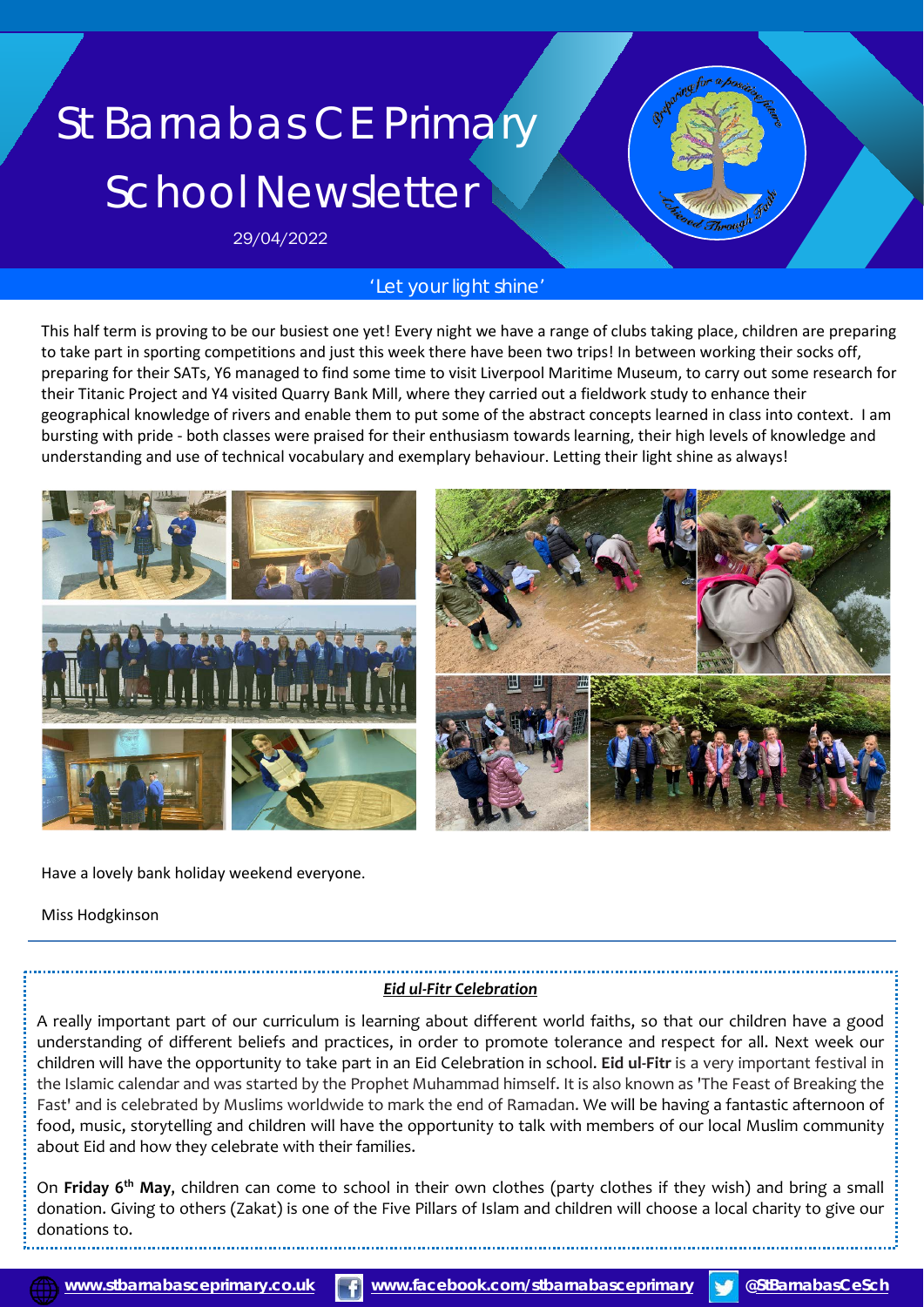# St Barnabas CE Primary School Newsletter

29/04/2022

'Let your light shine'

This half term is proving to be our busiest one yet! Every night we have a range of clubs taking place, children are preparing to take part in sporting competitions and just this week there have been two trips! In between working their socks off, preparing for their SATs, Y6 managed to find some time to visit Liverpool Maritime Museum, to carry out some research for their Titanic Project and Y4 visited Quarry Bank Mill, where they carried out a fieldwork study to enhance their geographical knowledge of rivers and enable them to put some of the abstract concepts learned in class into context. I am bursting with pride - both classes were praised for their enthusiasm towards learning, their high levels of knowledge and understanding and use of technical vocabulary and exemplary behaviour. Letting their light shine as always!

Have a lovely bank holiday weekend everyone.

Miss Hodgkinson

---

***Eid ul-Fitr Celebration***

A really important part of our curriculum is learning about different world faiths, so that our children have a good understanding of different beliefs and practices, in order to promote tolerance and respect for all. Next week our children will have the opportunity to take part in an Eid Celebration in school. **Eid ul-Fitr** is a very important festival in the Islamic calendar and was started by the Prophet Muhammad himself. It is also known as 'The Feast of Breaking the Fast' and is celebrated by Muslims worldwide to mark the end of Ramadan. We will be having a fantastic afternoon of food, music, storytelling and children will have the opportunity to talk with members of our local Muslim community about Eid and how they celebrate with their families.

On **Friday 6th May**, children can come to school in their own clothes (party clothes if they wish) and bring a small donation. Giving to others (Zakat) is one of the Five Pillars of Islam and children will choose a local charity to give our donations to.

www.stbarnabasceprimary.co.uk | www.facebook.com/stbarnabasceprimary | @StBarnabasCeSch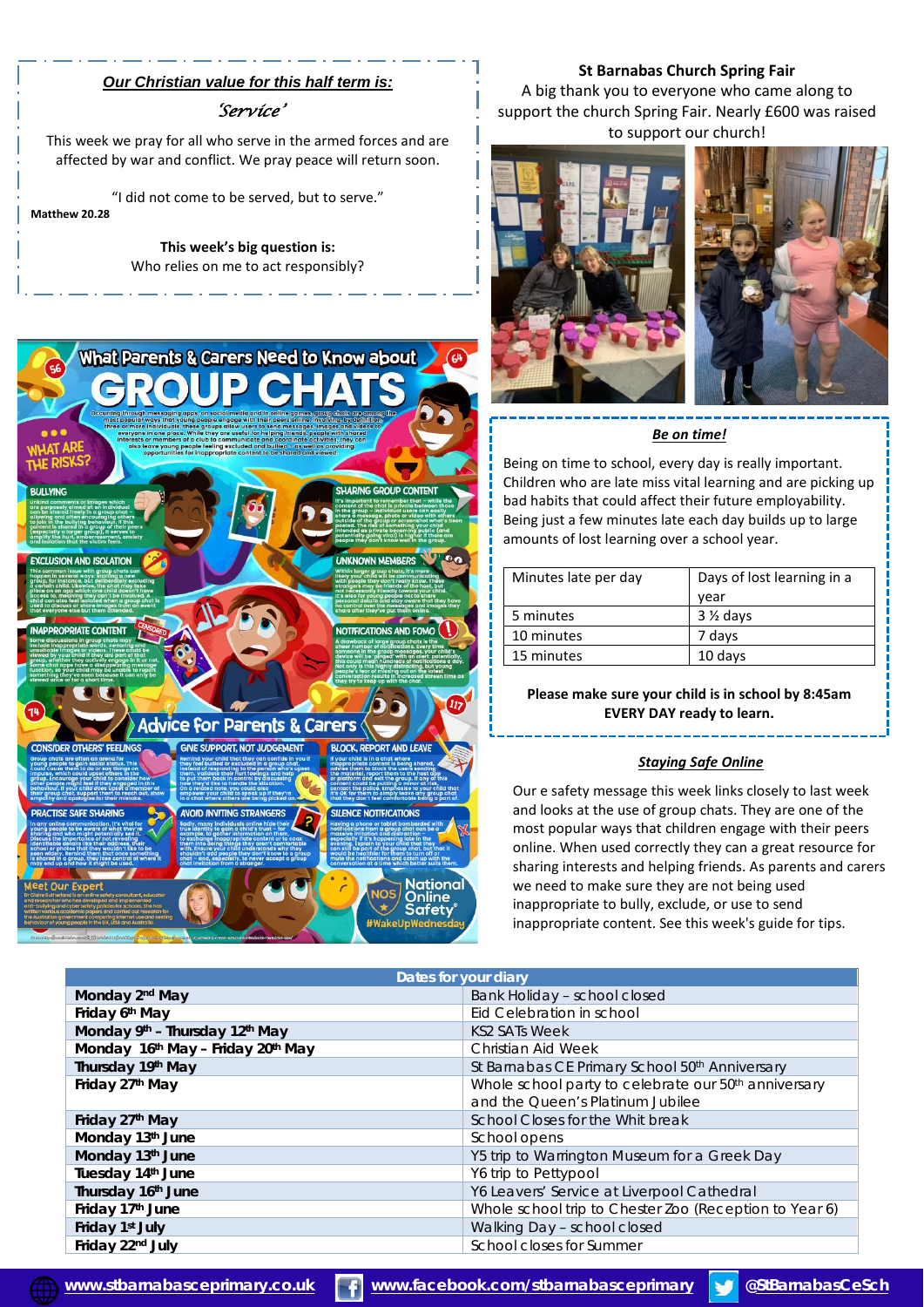***Our Christian value for this half term is:***

*'Service'*

This week we pray for all who serve in the armed forces and are affected by war and conflict. We pray peace will return soon.

"I did not come to be served, but to serve."
**Matthew 20.28**

**This week's big question is:**
Who relies on me to act responsibly?

# What Parents & Carers Need to Know about GROUP CHATS

Occurring through messaging apps, on social media and in online games, group chats are among the most popular ways that young people engage with their peers online. Involving, by definition, three or more individuals, these groups allow users to send messages, images and videos to everyone in one place. While they are useful for helping friends, people with shared interests or members of a club to communicate and coordinate activities, they can also leave young people feeling excluded and bullied – as well as providing opportunities for inappropriate content to be shared and viewed.

## WHAT ARE THE RISKS?

**BULLYING**
Unkind comments or images which are purposely aimed at an individual can be shared freely in a group chat – allowing and often encouraging others to join in the bullying behaviour. If this content is shared in a group of their peers (especially a larger group), it serves to amplify the hurt, embarrassment, anxiety and isolation that the victim feels.

**SHARING GROUP CONTENT**
It's important to remember that – while the content of the chat is private between those in the group – individual users can easily share a message, photo or video with others outside of the group or screenshot what's been posted. The risk of something your child intended as private becoming public (and potentially going viral) is higher if there are people they don't know well in the group.

**EXCLUSION AND ISOLATION**
This common issue with group chats can happen in several ways: starting a new group, for instance, but deliberately excluding a certain child. Likewise, the chat may take place on an app which one child doesn't have access to, meaning they can't be involved. A child can also feel isolated when a group chat is used to discuss or share images from an event that everyone else but them attended.

**UNKNOWN MEMBERS**
Within larger group chats, it's more likely your child will be communicating with people they don't know. These strangers may be friends of the host, but not necessarily friends of your child. In a group chat it's wise for young people not to share personal details and stay aware that they have no control over the messages and images they share after they've put them online.

**INAPPROPRIATE CONTENT**
Some discussions in group chats may include inappropriate words, swearing and unsuitable images or videos. These could be viewed by your child if they are part of that group, whether they actively engage in it or not. Some chat apps have a disappearing message function, so your child may be unable to report something they've seen because it can only be viewed once or for a short time.

**NOTIFICATIONS AND FOMO**
A drawback of large group chats is the sheer number of notifications. Every time someone in the group messages, your child's device will be 'pinged' with an alert: potentially, this could mean hundreds of notifications a day. Not only is this highly distracting, but young people's fear of missing out on the latest conversation results in increased screen time as they try to keep up with the chat.

## Advice for Parents & Carers

**CONSIDER OTHERS' FEELINGS**
Group chats are often an arena for young people to gain social status. This could cause them to say things on impulse, which could upset others in the group. Encourage your child to consider how other people might feel if they engaged in this behaviour. If your child does upset a member of their group chat, support them to reach out, show empathy and apologise for their mistake.

**GIVE SUPPORT, NOT JUDGEMENT**
Remind your child that they can confide in you if they feel bullied or excluded in a group chat, instead of responding to the person who's upset them. Validate their hurt feelings and help to put them back in control by discussing how they'd like to handle the situation. On a related note, you could also empower your child to speak up if they're in a chat where others are being picked on.

**BLOCK, REPORT AND LEAVE**
If your child is in a chat where inappropriate content is being shared, advise them to block the users sending the material, report them to the host app or platform and exit the group. If any of this content could be putting a minor at risk, contact the police. Emphasise to your child that it's OK for them to simply leave any group chat that they don't feel comfortable being a part of.

**PRACTISE SAFE SHARING**
In any online communication, it's vital for young people to be aware of what they're sharing and who might potentially see it. Discuss the importance of not revealing identifiable details like their address, their school or photos that they wouldn't like to be seen widely. Remind them that once something is shared in a group, they lose control of where it may end up and how it might be used.

**AVOID INVITING STRANGERS**
Sadly, many individuals online hide their true identity to gain a child's trust – for example, to gather information on them, to exchange inappropriate content or to coax them into doing things they aren't comfortable with. Ensure your child understands why they shouldn't add people they don't know to a group chat – and, especially, to never accept a group chat invitation from a stranger.

**SILENCE NOTIFICATIONS**
Having a phone or tablet bombarded with notifications from a group chat can be a massive irritation and distraction – especially if it's happening late in the evening. Explain to your child that they can still be part of the group chat, but that it would be healthier for them to turn off or mute the notifications and catch up with the conversation at a time which better suits them.

**Meet Our Expert**
Dr Claire Sutherland is an online safety consultant, educator and researcher who has developed and implemented anti-bullying and cyber safety policies for schools. She has written various academic papers and carried out research for the Australian government comparing internet use and sexting behaviour of young people in the UK, USA and Australia.

National Online Safety #WakeUpWednesday

### St Barnabas Church Spring Fair

A big thank you to everyone who came along to support the church Spring Fair. Nearly £600 was raised to support our church!

***Be on time!***

Being on time to school, every day is really important. Children who are late miss vital learning and are picking up bad habits that could affect their future employability. Being just a few minutes late each day builds up to large amounts of lost learning over a school year.

| Minutes late per day | Days of lost learning in a year |
| --- | --- |
| 5 minutes | 3 ½ days |
| 10 minutes | 7 days |
| 15 minutes | 10 days |

**Please make sure your child is in school by 8:45am EVERY DAY ready to learn.**

***Staying Safe Online***

Our e safety message this week links closely to last week and looks at the use of group chats. They are one of the most popular ways that children engage with their peers online. When used correctly they can a great resource for sharing interests and helping friends. As parents and carers we need to make sure they are not being used inappropriate to bully, exclude, or use to send inappropriate content. See this week's guide for tips.

| Dates for your diary | |
| --- | --- |
| **Monday 2nd May** | Bank Holiday – school closed |
| **Friday 6th May** | Eid Celebration in school |
| **Monday 9th – Thursday 12th May** | KS2 SATs Week |
| **Monday 16th May – Friday 20th May** | Christian Aid Week |
| **Thursday 19th May** | St Barnabas CE Primary School 50th Anniversary |
| **Friday 27th May** | Whole school party to celebrate our 50th anniversary and the Queen's Platinum Jubilee |
| **Friday 27th May** | School Closes for the Whit break |
| **Monday 13th June** | School opens |
| **Monday 13th June** | Y5 trip to Warrington Museum for a Greek Day |
| **Tuesday 14th June** | Y6 trip to Pettypool |
| **Thursday 16th June** | Y6 Leavers' Service at Liverpool Cathedral |
| **Friday 17th June** | Whole school trip to Chester Zoo (Reception to Year 6) |
| **Friday 1st July** | Walking Day – school closed |
| **Friday 22nd July** | School closes for Summer |

www.stbarnabasceprimary.co.uk | www.facebook.com/stbarnabasceprimary | @StBarnabasCeSch